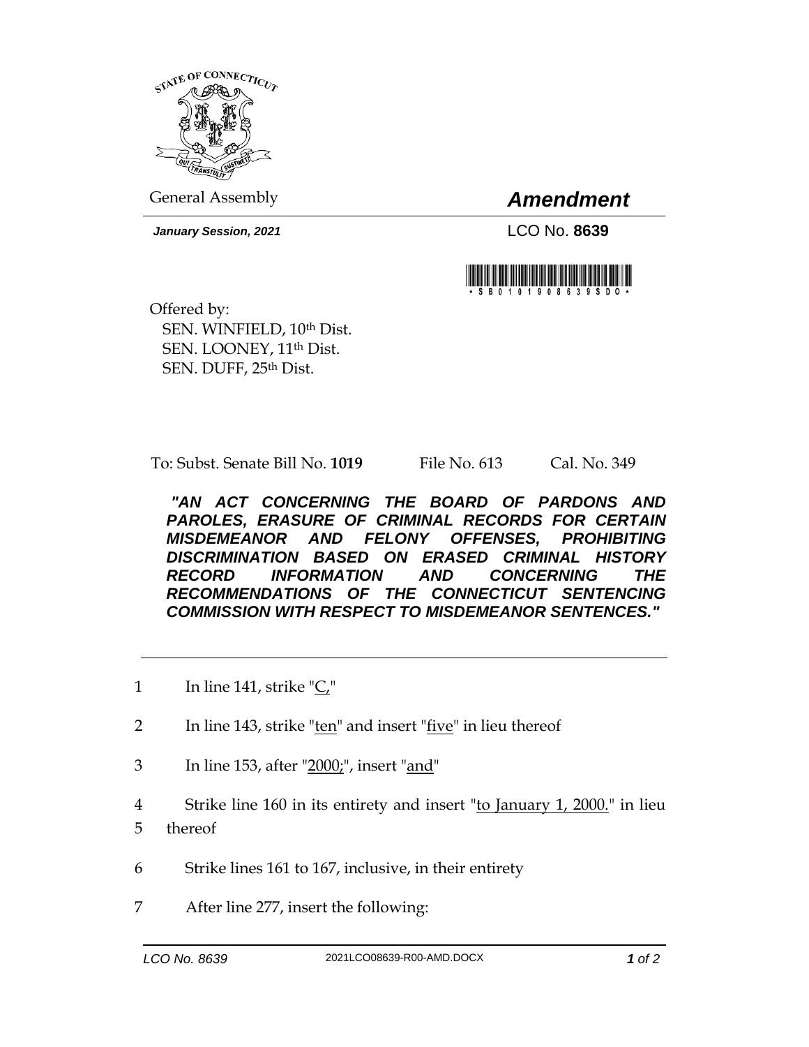STATE OF CONNECTICUT

General Assembly

# *Amendment*

***January Session, 2021***

LCO No. **8639**

\* S B 0 1 0 1 9 0 8 6 3 9 S D O \*

Offered by:
SEN. WINFIELD, 10th Dist.
SEN. LOONEY, 11th Dist.
SEN. DUFF, 25th Dist.

To: Subst. Senate Bill No. **1019** File No. 613 Cal. No. 349

***"AN ACT CONCERNING THE BOARD OF PARDONS AND PAROLES, ERASURE OF CRIMINAL RECORDS FOR CERTAIN MISDEMEANOR AND FELONY OFFENSES, PROHIBITING DISCRIMINATION BASED ON ERASED CRIMINAL HISTORY RECORD INFORMATION AND CONCERNING THE RECOMMENDATIONS OF THE CONNECTICUT SENTENCING COMMISSION WITH RESPECT TO MISDEMEANOR SENTENCES."***

---

1 In line 141, strike "<u>C,</u>"

2 In line 143, strike "<u>ten</u>" and insert "<u>five</u>" in lieu thereof

3 In line 153, after "<u>2000;</u>", insert "<u>and</u>"

4 Strike line 160 in its entirety and insert "<u>to January 1, 2000.</u>" in lieu
5 thereof

6 Strike lines 161 to 167, inclusive, in their entirety

7 After line 277, insert the following: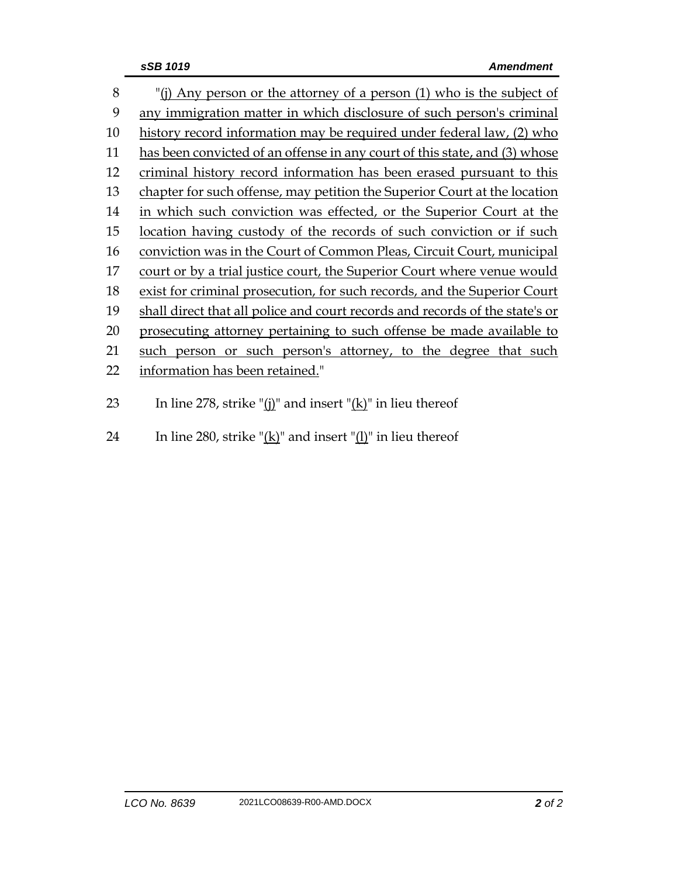"(j) Any person or the attorney of a person (1) who is the subject of any immigration matter in which disclosure of such person's criminal history record information may be required under federal law, (2) who has been convicted of an offense in any court of this state, and (3) whose criminal history record information has been erased pursuant to this chapter for such offense, may petition the Superior Court at the location in which such conviction was effected, or the Superior Court at the location having custody of the records of such conviction or if such conviction was in the Court of Common Pleas, Circuit Court, municipal court or by a trial justice court, the Superior Court where venue would exist for criminal prosecution, for such records, and the Superior Court shall direct that all police and court records and records of the state's or prosecuting attorney pertaining to such offense be made available to such person or such person's attorney, to the degree that such information has been retained."

In line 278, strike "(j)" and insert "(k)" in lieu thereof

In line 280, strike "(k)" and insert "(l)" in lieu thereof